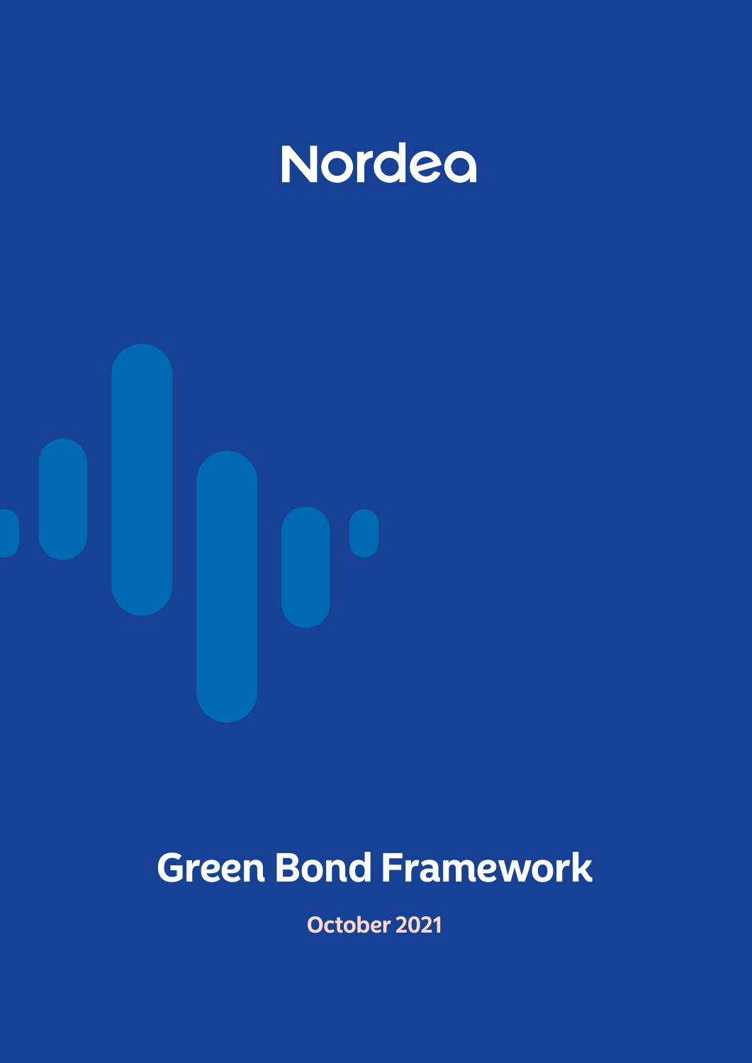Nordea

# Green Bond Framework

October 2021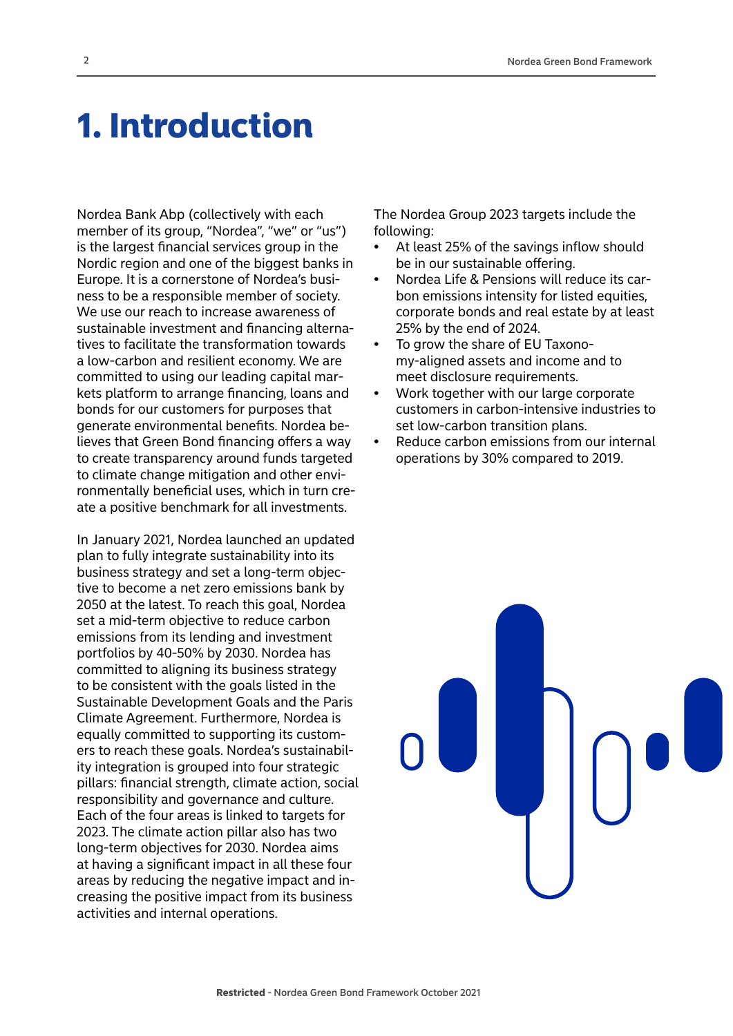# 1. Introduction

Nordea Bank Abp (collectively with each member of its group, "Nordea", "we" or "us") is the largest financial services group in the Nordic region and one of the biggest banks in Europe. It is a cornerstone of Nordea's business to be a responsible member of society. We use our reach to increase awareness of sustainable investment and financing alternatives to facilitate the transformation towards a low-carbon and resilient economy. We are committed to using our leading capital markets platform to arrange financing, loans and bonds for our customers for purposes that generate environmental benefits. Nordea believes that Green Bond financing offers a way to create transparency around funds targeted to climate change mitigation and other environmentally beneficial uses, which in turn create a positive benchmark for all investments.

In January 2021, Nordea launched an updated plan to fully integrate sustainability into its business strategy and set a long-term objective to become a net zero emissions bank by 2050 at the latest. To reach this goal, Nordea set a mid-term objective to reduce carbon emissions from its lending and investment portfolios by 40-50% by 2030. Nordea has committed to aligning its business strategy to be consistent with the goals listed in the Sustainable Development Goals and the Paris Climate Agreement. Furthermore, Nordea is equally committed to supporting its customers to reach these goals. Nordea's sustainability integration is grouped into four strategic pillars: financial strength, climate action, social responsibility and governance and culture. Each of the four areas is linked to targets for 2023. The climate action pillar also has two long-term objectives for 2030. Nordea aims at having a significant impact in all these four areas by reducing the negative impact and increasing the positive impact from its business activities and internal operations.

The Nordea Group 2023 targets include the following:

- At least 25% of the savings inflow should be in our sustainable offering.
- Nordea Life & Pensions will reduce its carbon emissions intensity for listed equities, corporate bonds and real estate by at least 25% by the end of 2024.
- To grow the share of EU Taxonomy-aligned assets and income and to meet disclosure requirements.
- Work together with our large corporate customers in carbon-intensive industries to set low-carbon transition plans.
- Reduce carbon emissions from our internal operations by 30% compared to 2019.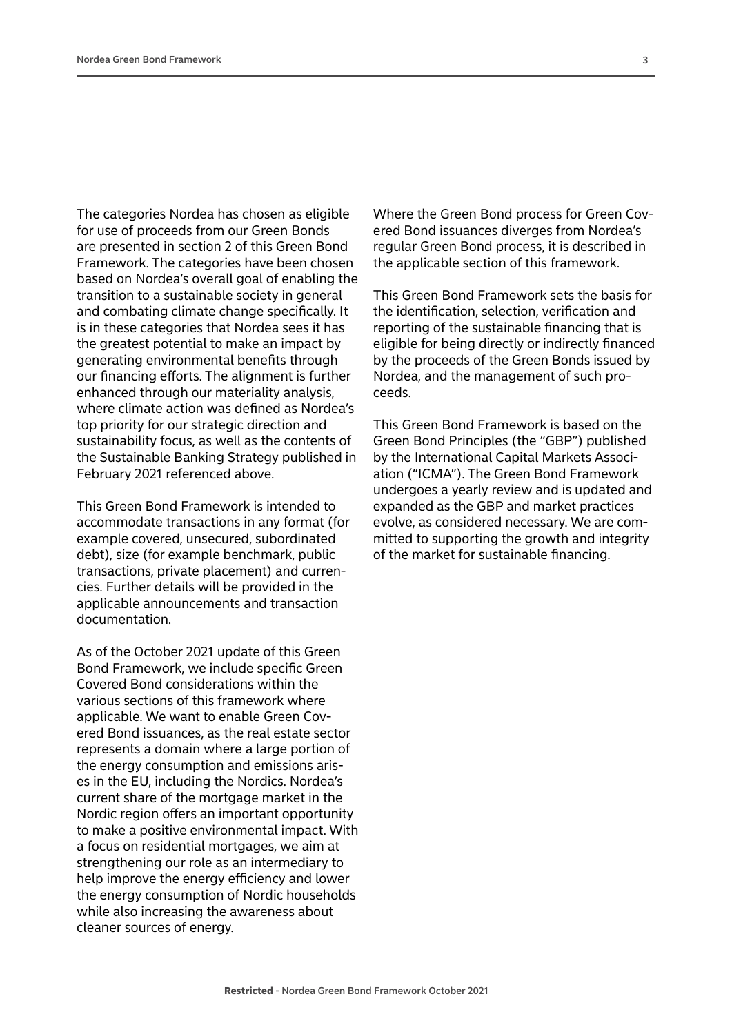The categories Nordea has chosen as eligible for use of proceeds from our Green Bonds are presented in section 2 of this Green Bond Framework. The categories have been chosen based on Nordea's overall goal of enabling the transition to a sustainable society in general and combating climate change specifically. It is in these categories that Nordea sees it has the greatest potential to make an impact by generating environmental benefits through our financing efforts. The alignment is further enhanced through our materiality analysis, where climate action was defined as Nordea's top priority for our strategic direction and sustainability focus, as well as the contents of the Sustainable Banking Strategy published in February 2021 referenced above.

This Green Bond Framework is intended to accommodate transactions in any format (for example covered, unsecured, subordinated debt), size (for example benchmark, public transactions, private placement) and currencies. Further details will be provided in the applicable announcements and transaction documentation.

As of the October 2021 update of this Green Bond Framework, we include specific Green Covered Bond considerations within the various sections of this framework where applicable. We want to enable Green Covered Bond issuances, as the real estate sector represents a domain where a large portion of the energy consumption and emissions arises in the EU, including the Nordics. Nordea's current share of the mortgage market in the Nordic region offers an important opportunity to make a positive environmental impact. With a focus on residential mortgages, we aim at strengthening our role as an intermediary to help improve the energy efficiency and lower the energy consumption of Nordic households while also increasing the awareness about cleaner sources of energy.

Where the Green Bond process for Green Covered Bond issuances diverges from Nordea's regular Green Bond process, it is described in the applicable section of this framework.

This Green Bond Framework sets the basis for the identification, selection, verification and reporting of the sustainable financing that is eligible for being directly or indirectly financed by the proceeds of the Green Bonds issued by Nordea, and the management of such proceeds.

This Green Bond Framework is based on the Green Bond Principles (the "GBP") published by the International Capital Markets Association ("ICMA"). The Green Bond Framework undergoes a yearly review and is updated and expanded as the GBP and market practices evolve, as considered necessary. We are committed to supporting the growth and integrity of the market for sustainable financing.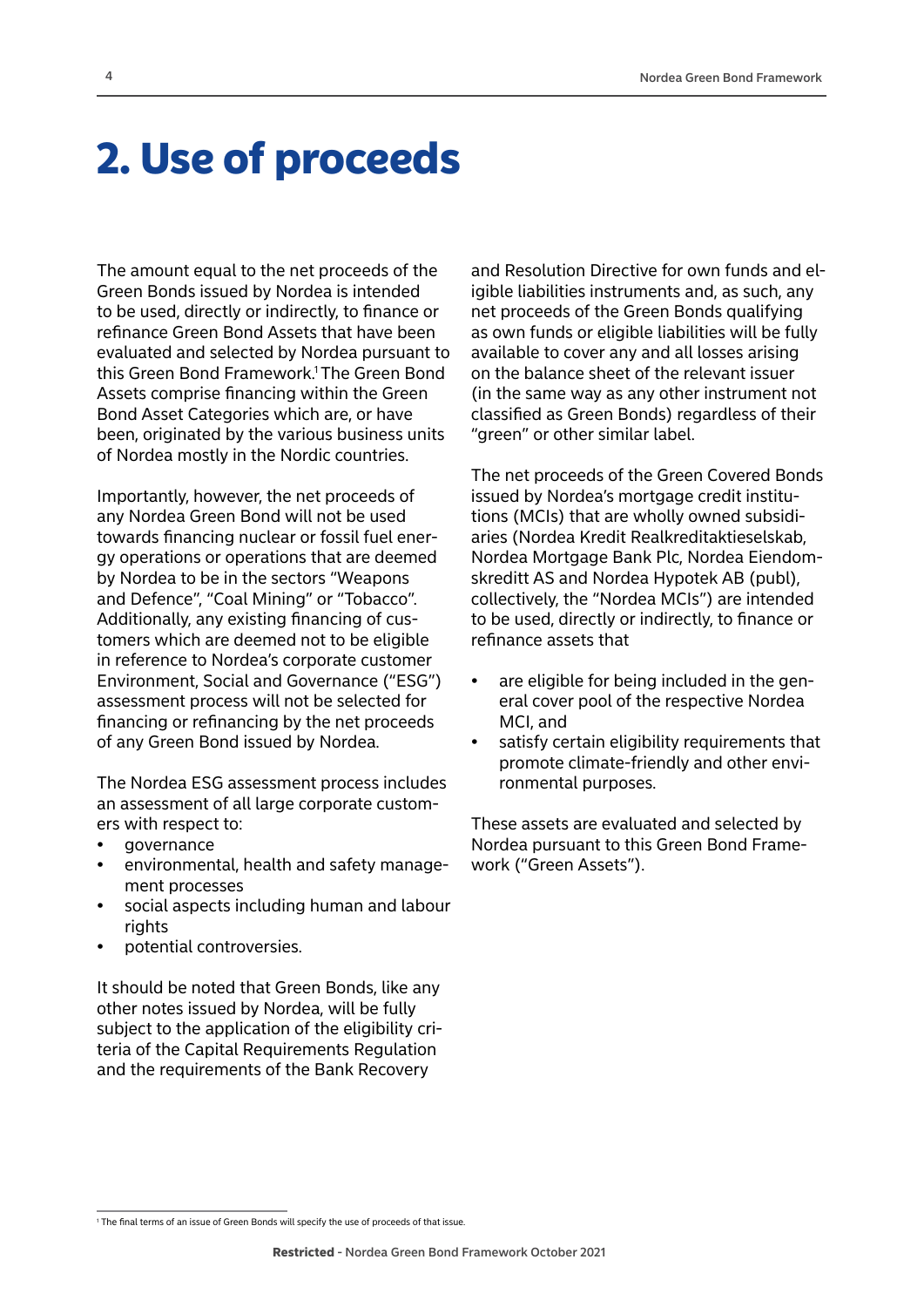# 2. Use of proceeds

The amount equal to the net proceeds of the Green Bonds issued by Nordea is intended to be used, directly or indirectly, to finance or refinance Green Bond Assets that have been evaluated and selected by Nordea pursuant to this Green Bond Framework.[1] The Green Bond Assets comprise financing within the Green Bond Asset Categories which are, or have been, originated by the various business units of Nordea mostly in the Nordic countries.

Importantly, however, the net proceeds of any Nordea Green Bond will not be used towards financing nuclear or fossil fuel energy operations or operations that are deemed by Nordea to be in the sectors "Weapons and Defence", "Coal Mining" or "Tobacco". Additionally, any existing financing of customers which are deemed not to be eligible in reference to Nordea's corporate customer Environment, Social and Governance ("ESG") assessment process will not be selected for financing or refinancing by the net proceeds of any Green Bond issued by Nordea.

The Nordea ESG assessment process includes an assessment of all large corporate customers with respect to:

- governance
- environmental, health and safety management processes
- social aspects including human and labour rights
- potential controversies.

It should be noted that Green Bonds, like any other notes issued by Nordea, will be fully subject to the application of the eligibility criteria of the Capital Requirements Regulation and the requirements of the Bank Recovery and Resolution Directive for own funds and eligible liabilities instruments and, as such, any net proceeds of the Green Bonds qualifying as own funds or eligible liabilities will be fully available to cover any and all losses arising on the balance sheet of the relevant issuer (in the same way as any other instrument not classified as Green Bonds) regardless of their "green" or other similar label.

The net proceeds of the Green Covered Bonds issued by Nordea's mortgage credit institutions (MCIs) that are wholly owned subsidiaries (Nordea Kredit Realkreditaktieselskab, Nordea Mortgage Bank Plc, Nordea Eiendomskreditt AS and Nordea Hypotek AB (publ), collectively, the "Nordea MCIs") are intended to be used, directly or indirectly, to finance or refinance assets that

- are eligible for being included in the general cover pool of the respective Nordea MCI, and
- satisfy certain eligibility requirements that promote climate-friendly and other environmental purposes.

These assets are evaluated and selected by Nordea pursuant to this Green Bond Framework ("Green Assets").

[1] The final terms of an issue of Green Bonds will specify the use of proceeds of that issue.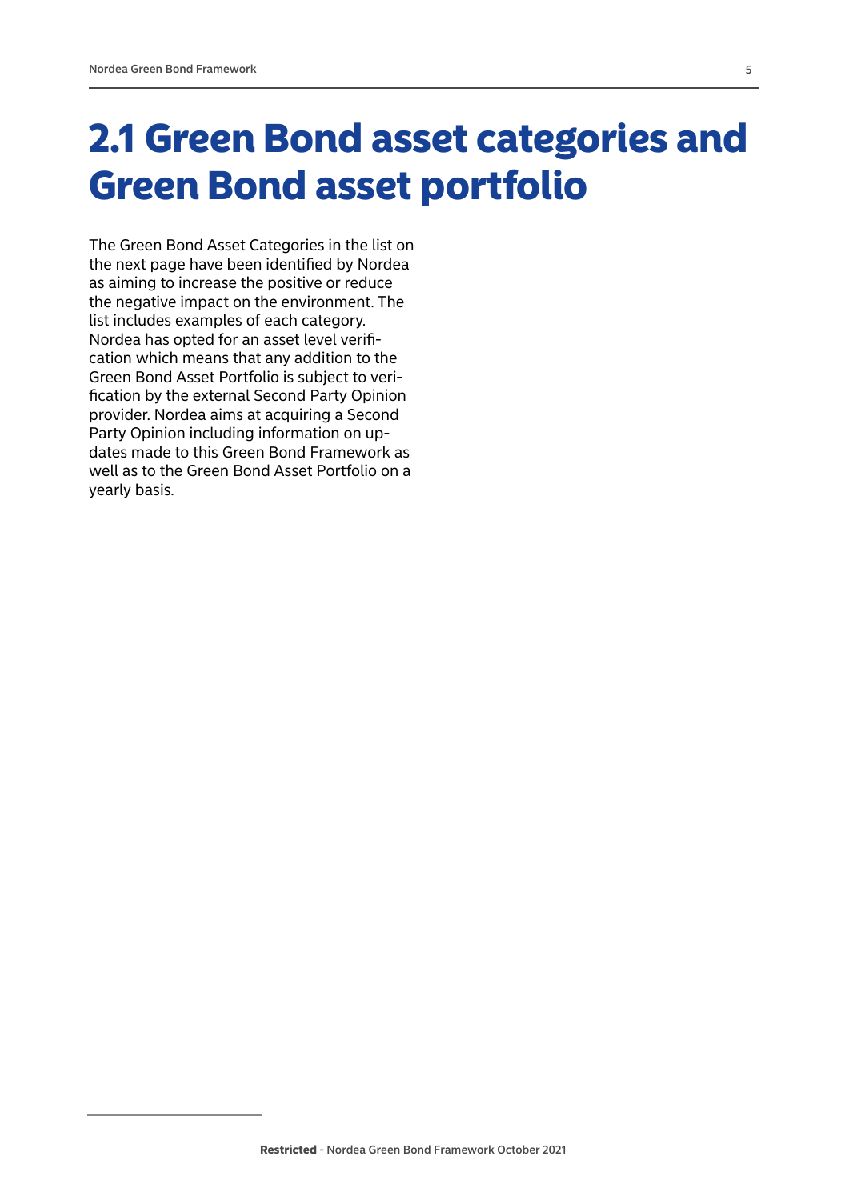# 2.1 Green Bond asset categories and Green Bond asset portfolio

The Green Bond Asset Categories in the list on the next page have been identified by Nordea as aiming to increase the positive or reduce the negative impact on the environment. The list includes examples of each category. Nordea has opted for an asset level verification which means that any addition to the Green Bond Asset Portfolio is subject to verification by the external Second Party Opinion provider. Nordea aims at acquiring a Second Party Opinion including information on updates made to this Green Bond Framework as well as to the Green Bond Asset Portfolio on a yearly basis.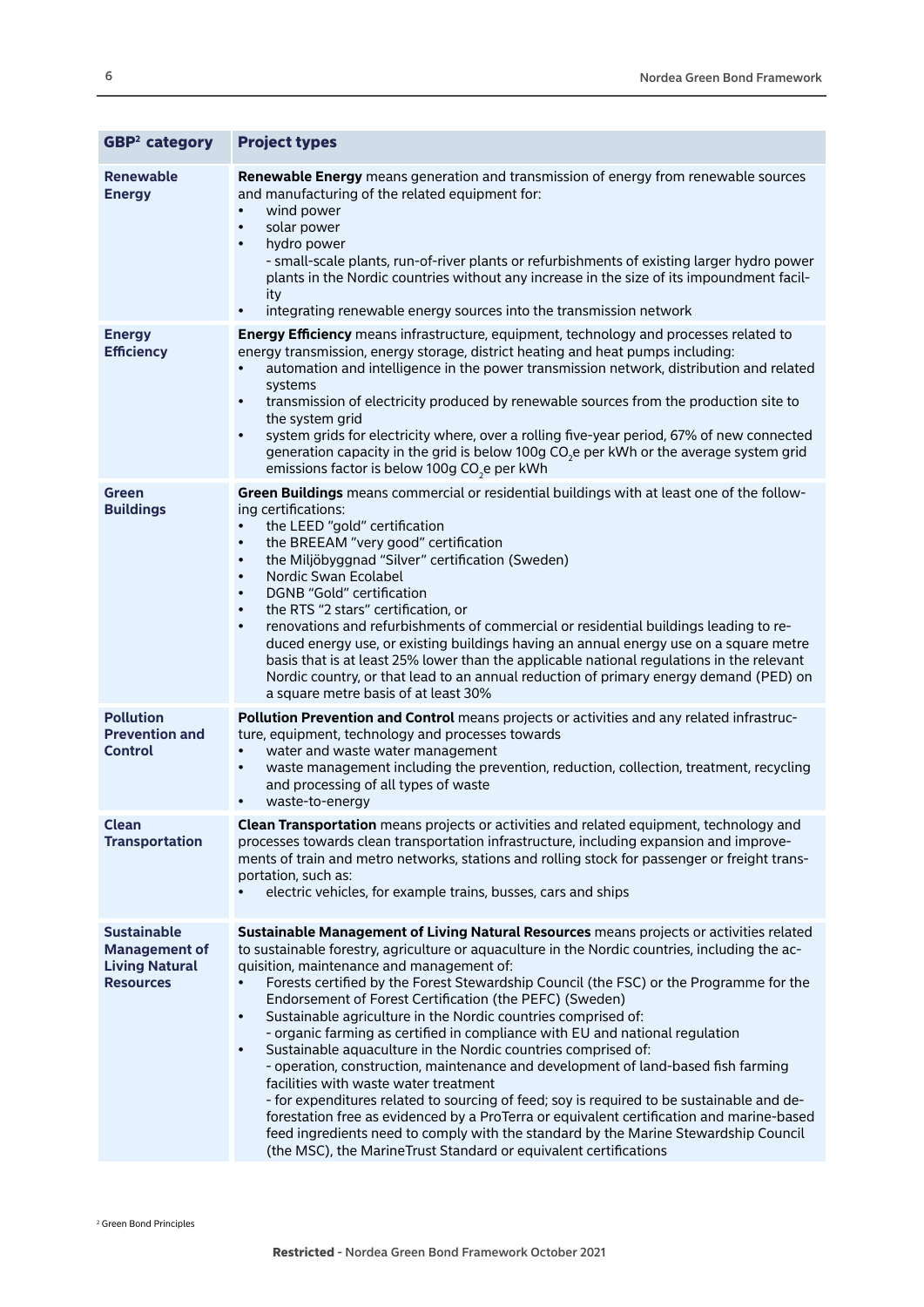| GBP[2] category | Project types |
|---|---|
| **Renewable Energy** | **Renewable Energy** means generation and transmission of energy from renewable sources and manufacturing of the related equipment for:<br>• wind power<br>• solar power<br>• hydro power<br>- small-scale plants, run-of-river plants or refurbishments of existing larger hydro power plants in the Nordic countries without any increase in the size of its impoundment facility<br>• integrating renewable energy sources into the transmission network |
| **Energy Efficiency** | **Energy Efficiency** means infrastructure, equipment, technology and processes related to energy transmission, energy storage, district heating and heat pumps including:<br>• automation and intelligence in the power transmission network, distribution and related systems<br>• transmission of electricity produced by renewable sources from the production site to the system grid<br>• system grids for electricity where, over a rolling five-year period, 67% of new connected generation capacity in the grid is below 100g $CO_2$e per kWh or the average system grid emissions factor is below 100g $CO_2$e per kWh |
| **Green Buildings** | **Green Buildings** means commercial or residential buildings with at least one of the following certifications:<br>• the LEED "gold" certification<br>• the BREEAM "very good" certification<br>• the Miljöbyggnad "Silver" certification (Sweden)<br>• Nordic Swan Ecolabel<br>• DGNB "Gold" certification<br>• the RTS "2 stars" certification, or<br>• renovations and refurbishments of commercial or residential buildings leading to reduced energy use, or existing buildings having an annual energy use on a square metre basis that is at least 25% lower than the applicable national regulations in the relevant Nordic country, or that lead to an annual reduction of primary energy demand (PED) on a square metre basis of at least 30% |
| **Pollution Prevention and Control** | **Pollution Prevention and Control** means projects or activities and any related infrastructure, equipment, technology and processes towards<br>• water and waste water management<br>• waste management including the prevention, reduction, collection, treatment, recycling and processing of all types of waste<br>• waste-to-energy |
| **Clean Transportation** | **Clean Transportation** means projects or activities and related equipment, technology and processes towards clean transportation infrastructure, including expansion and improvements of train and metro networks, stations and rolling stock for passenger or freight transportation, such as:<br>• electric vehicles, for example trains, busses, cars and ships |
| **Sustainable Management of Living Natural Resources** | **Sustainable Management of Living Natural Resources** means projects or activities related to sustainable forestry, agriculture or aquaculture in the Nordic countries, including the acquisition, maintenance and management of:<br>• Forests certified by the Forest Stewardship Council (the FSC) or the Programme for the Endorsement of Forest Certification (the PEFC) (Sweden)<br>• Sustainable agriculture in the Nordic countries comprised of:<br>- organic farming as certified in compliance with EU and national regulation<br>• Sustainable aquaculture in the Nordic countries comprised of:<br>- operation, construction, maintenance and development of land-based fish farming facilities with waste water treatment<br>- for expenditures related to sourcing of feed; soy is required to be sustainable and deforestation free as evidenced by a ProTerra or equivalent certification and marine-based feed ingredients need to comply with the standard by the Marine Stewardship Council (the MSC), the MarineTrust Standard or equivalent certifications |

[2] Green Bond Principles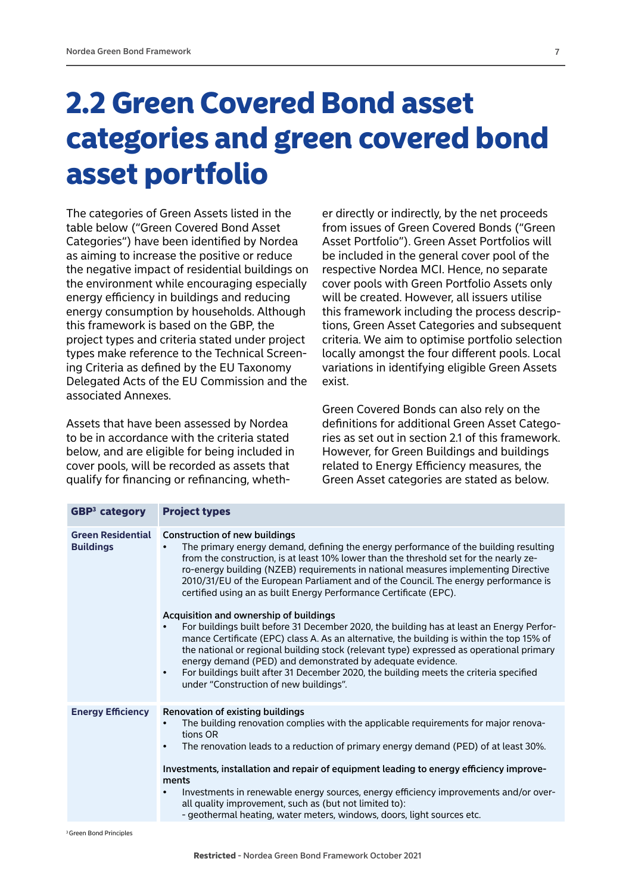# 2.2 Green Covered Bond asset categories and green covered bond asset portfolio

The categories of Green Assets listed in the table below ("Green Covered Bond Asset Categories") have been identified by Nordea as aiming to increase the positive or reduce the negative impact of residential buildings on the environment while encouraging especially energy efficiency in buildings and reducing energy consumption by households. Although this framework is based on the GBP, the project types and criteria stated under project types make reference to the Technical Screening Criteria as defined by the EU Taxonomy Delegated Acts of the EU Commission and the associated Annexes.

Assets that have been assessed by Nordea to be in accordance with the criteria stated below, and are eligible for being included in cover pools, will be recorded as assets that qualify for financing or refinancing, whether directly or indirectly, by the net proceeds from issues of Green Covered Bonds ("Green Asset Portfolio"). Green Asset Portfolios will be included in the general cover pool of the respective Nordea MCI. Hence, no separate cover pools with Green Portfolio Assets only will be created. However, all issuers utilise this framework including the process descriptions, Green Asset Categories and subsequent criteria. We aim to optimise portfolio selection locally amongst the four different pools. Local variations in identifying eligible Green Assets exist.

Green Covered Bonds can also rely on the definitions for additional Green Asset Categories as set out in section 2.1 of this framework. However, for Green Buildings and buildings related to Energy Efficiency measures, the Green Asset categories are stated as below.

| GBP[3] category | Project types |
|---|---|
| **Green Residential Buildings** | **Construction of new buildings**<br>• The primary energy demand, defining the energy performance of the building resulting from the construction, is at least 10% lower than the threshold set for the nearly zero-energy building (NZEB) requirements in national measures implementing Directive 2010/31/EU of the European Parliament and of the Council. The energy performance is certified using an as built Energy Performance Certificate (EPC).<br><br>**Acquisition and ownership of buildings**<br>• For buildings built before 31 December 2020, the building has at least an Energy Performance Certificate (EPC) class A. As an alternative, the building is within the top 15% of the national or regional building stock (relevant type) expressed as operational primary energy demand (PED) and demonstrated by adequate evidence.<br>• For buildings built after 31 December 2020, the building meets the criteria specified under "Construction of new buildings". |
| **Energy Efficiency** | **Renovation of existing buildings**<br>• The building renovation complies with the applicable requirements for major renovations OR<br>• The renovation leads to a reduction of primary energy demand (PED) of at least 30%.<br><br>**Investments, installation and repair of equipment leading to energy efficiency improvements**<br>• Investments in renewable energy sources, energy efficiency improvements and/or overall quality improvement, such as (but not limited to):<br>- geothermal heating, water meters, windows, doors, light sources etc. |

[3] Green Bond Principles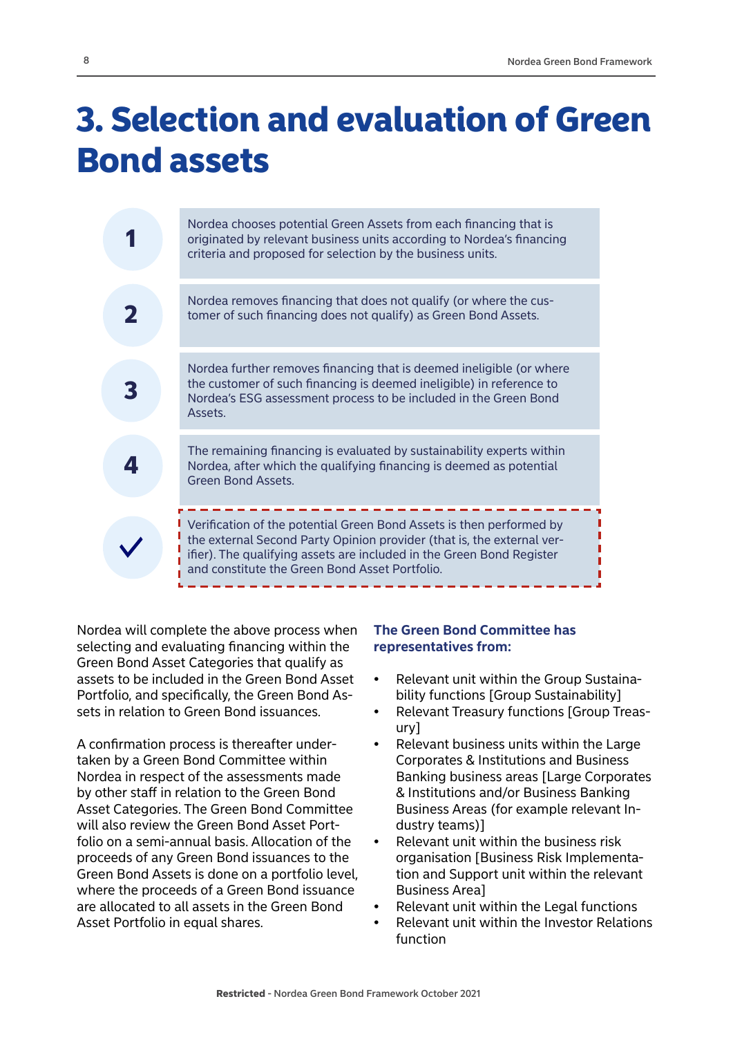# 3. Selection and evaluation of Green Bond assets

1. Nordea chooses potential Green Assets from each financing that is originated by relevant business units according to Nordea's financing criteria and proposed for selection by the business units.
2. Nordea removes financing that does not qualify (or where the customer of such financing does not qualify) as Green Bond Assets.
3. Nordea further removes financing that is deemed ineligible (or where the customer of such financing is deemed ineligible) in reference to Nordea's ESG assessment process to be included in the Green Bond Assets.
4. The remaining financing is evaluated by sustainability experts within Nordea, after which the qualifying financing is deemed as potential Green Bond Assets.

✓ Verification of the potential Green Bond Assets is then performed by the external Second Party Opinion provider (that is, the external verifier). The qualifying assets are included in the Green Bond Register and constitute the Green Bond Asset Portfolio.

Nordea will complete the above process when selecting and evaluating financing within the Green Bond Asset Categories that qualify as assets to be included in the Green Bond Asset Portfolio, and specifically, the Green Bond Assets in relation to Green Bond issuances.

A confirmation process is thereafter undertaken by a Green Bond Committee within Nordea in respect of the assessments made by other staff in relation to the Green Bond Asset Categories. The Green Bond Committee will also review the Green Bond Asset Portfolio on a semi-annual basis. Allocation of the proceeds of any Green Bond issuances to the Green Bond Assets is done on a portfolio level, where the proceeds of a Green Bond issuance are allocated to all assets in the Green Bond Asset Portfolio in equal shares.

### The Green Bond Committee has representatives from:

- Relevant unit within the Group Sustainability functions [Group Sustainability]
- Relevant Treasury functions [Group Treasury]
- Relevant business units within the Large Corporates & Institutions and Business Banking business areas [Large Corporates & Institutions and/or Business Banking Business Areas (for example relevant Industry teams)]
- Relevant unit within the business risk organisation [Business Risk Implementation and Support unit within the relevant Business Area]
- Relevant unit within the Legal functions
- Relevant unit within the Investor Relations function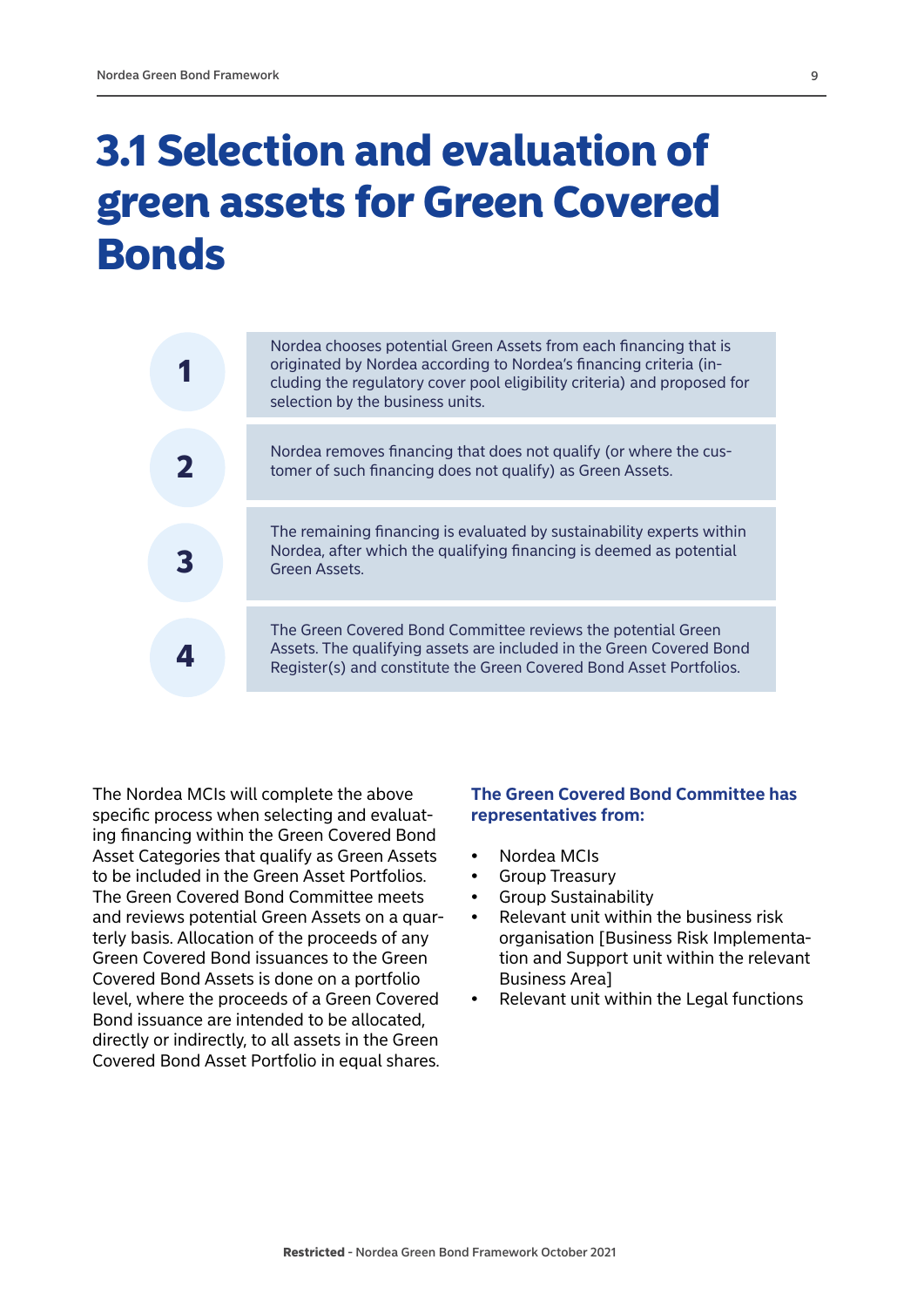# 3.1 Selection and evaluation of green assets for Green Covered Bonds

1. Nordea chooses potential Green Assets from each financing that is originated by Nordea according to Nordea's financing criteria (including the regulatory cover pool eligibility criteria) and proposed for selection by the business units.
2. Nordea removes financing that does not qualify (or where the customer of such financing does not qualify) as Green Assets.
3. The remaining financing is evaluated by sustainability experts within Nordea, after which the qualifying financing is deemed as potential Green Assets.
4. The Green Covered Bond Committee reviews the potential Green Assets. The qualifying assets are included in the Green Covered Bond Register(s) and constitute the Green Covered Bond Asset Portfolios.

The Nordea MCIs will complete the above specific process when selecting and evaluating financing within the Green Covered Bond Asset Categories that qualify as Green Assets to be included in the Green Asset Portfolios. The Green Covered Bond Committee meets and reviews potential Green Assets on a quarterly basis. Allocation of the proceeds of any Green Covered Bond issuances to the Green Covered Bond Assets is done on a portfolio level, where the proceeds of a Green Covered Bond issuance are intended to be allocated, directly or indirectly, to all assets in the Green Covered Bond Asset Portfolio in equal shares.

**The Green Covered Bond Committee has representatives from:**

- Nordea MCIs
- Group Treasury
- Group Sustainability
- Relevant unit within the business risk organisation [Business Risk Implementation and Support unit within the relevant Business Area]
- Relevant unit within the Legal functions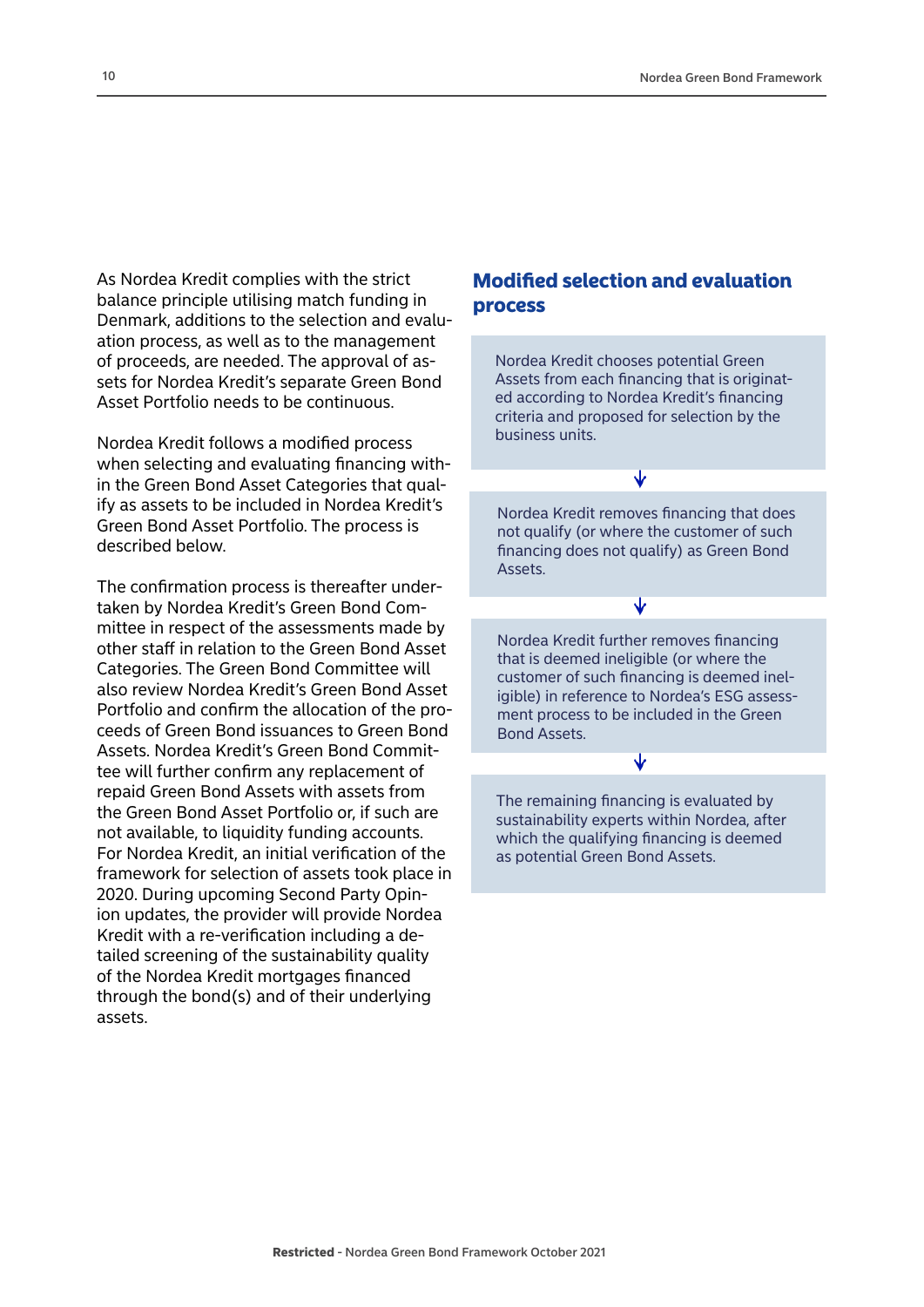As Nordea Kredit complies with the strict balance principle utilising match funding in Denmark, additions to the selection and evaluation process, as well as to the management of proceeds, are needed. The approval of assets for Nordea Kredit's separate Green Bond Asset Portfolio needs to be continuous.

Nordea Kredit follows a modified process when selecting and evaluating financing within the Green Bond Asset Categories that qualify as assets to be included in Nordea Kredit's Green Bond Asset Portfolio. The process is described below.

The confirmation process is thereafter undertaken by Nordea Kredit's Green Bond Committee in respect of the assessments made by other staff in relation to the Green Bond Asset Categories. The Green Bond Committee will also review Nordea Kredit's Green Bond Asset Portfolio and confirm the allocation of the proceeds of Green Bond issuances to Green Bond Assets. Nordea Kredit's Green Bond Committee will further confirm any replacement of repaid Green Bond Assets with assets from the Green Bond Asset Portfolio or, if such are not available, to liquidity funding accounts. For Nordea Kredit, an initial verification of the framework for selection of assets took place in 2020. During upcoming Second Party Opinion updates, the provider will provide Nordea Kredit with a re-verification including a detailed screening of the sustainability quality of the Nordea Kredit mortgages financed through the bond(s) and of their underlying assets.

## Modified selection and evaluation process

Nordea Kredit chooses potential Green Assets from each financing that is originated according to Nordea Kredit's financing criteria and proposed for selection by the business units.

↓

Nordea Kredit removes financing that does not qualify (or where the customer of such financing does not qualify) as Green Bond Assets.

↓

Nordea Kredit further removes financing that is deemed ineligible (or where the customer of such financing is deemed ineligible) in reference to Nordea's ESG assessment process to be included in the Green Bond Assets.

↓

The remaining financing is evaluated by sustainability experts within Nordea, after which the qualifying financing is deemed as potential Green Bond Assets.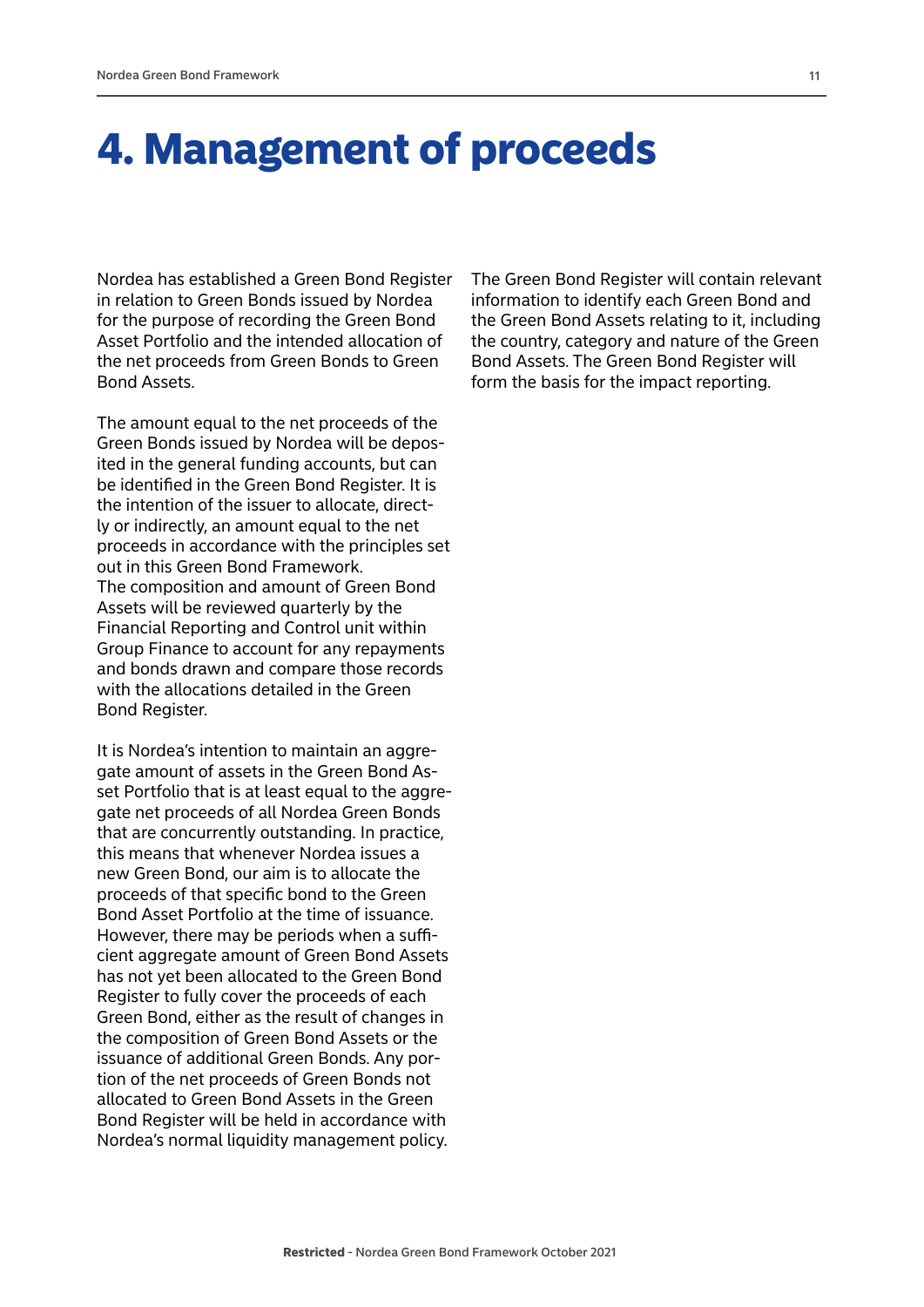# 4. Management of proceeds

Nordea has established a Green Bond Register in relation to Green Bonds issued by Nordea for the purpose of recording the Green Bond Asset Portfolio and the intended allocation of the net proceeds from Green Bonds to Green Bond Assets.

The amount equal to the net proceeds of the Green Bonds issued by Nordea will be deposited in the general funding accounts, but can be identified in the Green Bond Register. It is the intention of the issuer to allocate, directly or indirectly, an amount equal to the net proceeds in accordance with the principles set out in this Green Bond Framework.
The composition and amount of Green Bond Assets will be reviewed quarterly by the Financial Reporting and Control unit within Group Finance to account for any repayments and bonds drawn and compare those records with the allocations detailed in the Green Bond Register.

It is Nordea's intention to maintain an aggregate amount of assets in the Green Bond Asset Portfolio that is at least equal to the aggregate net proceeds of all Nordea Green Bonds that are concurrently outstanding. In practice, this means that whenever Nordea issues a new Green Bond, our aim is to allocate the proceeds of that specific bond to the Green Bond Asset Portfolio at the time of issuance. However, there may be periods when a sufficient aggregate amount of Green Bond Assets has not yet been allocated to the Green Bond Register to fully cover the proceeds of each Green Bond, either as the result of changes in the composition of Green Bond Assets or the issuance of additional Green Bonds. Any portion of the net proceeds of Green Bonds not allocated to Green Bond Assets in the Green Bond Register will be held in accordance with Nordea's normal liquidity management policy.

The Green Bond Register will contain relevant information to identify each Green Bond and the Green Bond Assets relating to it, including the country, category and nature of the Green Bond Assets. The Green Bond Register will form the basis for the impact reporting.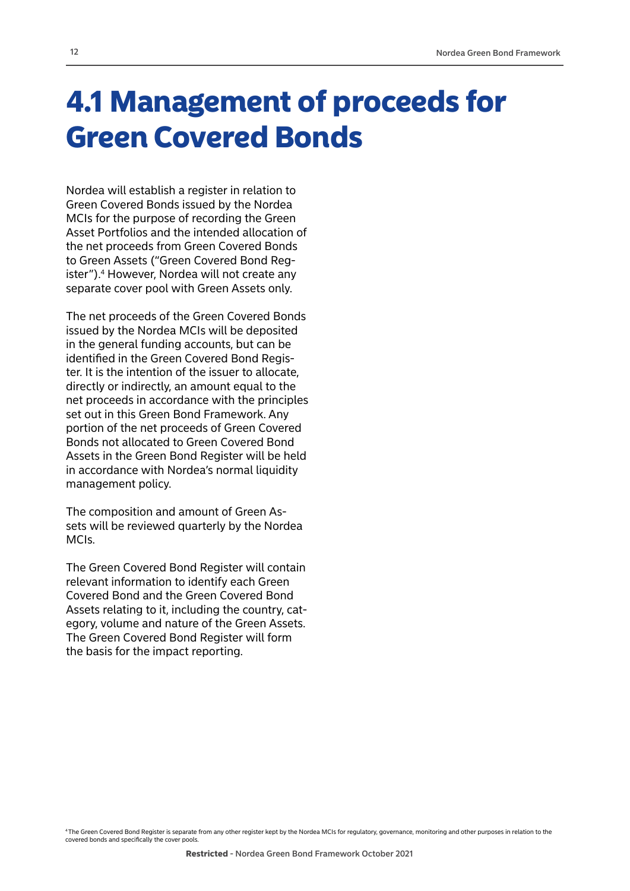# 4.1 Management of proceeds for Green Covered Bonds

Nordea will establish a register in relation to Green Covered Bonds issued by the Nordea MCIs for the purpose of recording the Green Asset Portfolios and the intended allocation of the net proceeds from Green Covered Bonds to Green Assets ("Green Covered Bond Register").[4] However, Nordea will not create any separate cover pool with Green Assets only.

The net proceeds of the Green Covered Bonds issued by the Nordea MCIs will be deposited in the general funding accounts, but can be identified in the Green Covered Bond Register. It is the intention of the issuer to allocate, directly or indirectly, an amount equal to the net proceeds in accordance with the principles set out in this Green Bond Framework. Any portion of the net proceeds of Green Covered Bonds not allocated to Green Covered Bond Assets in the Green Bond Register will be held in accordance with Nordea's normal liquidity management policy.

The composition and amount of Green Assets will be reviewed quarterly by the Nordea MCIs.

The Green Covered Bond Register will contain relevant information to identify each Green Covered Bond and the Green Covered Bond Assets relating to it, including the country, category, volume and nature of the Green Assets. The Green Covered Bond Register will form the basis for the impact reporting.

[4] The Green Covered Bond Register is separate from any other register kept by the Nordea MCIs for regulatory, governance, monitoring and other purposes in relation to the covered bonds and specifically the cover pools.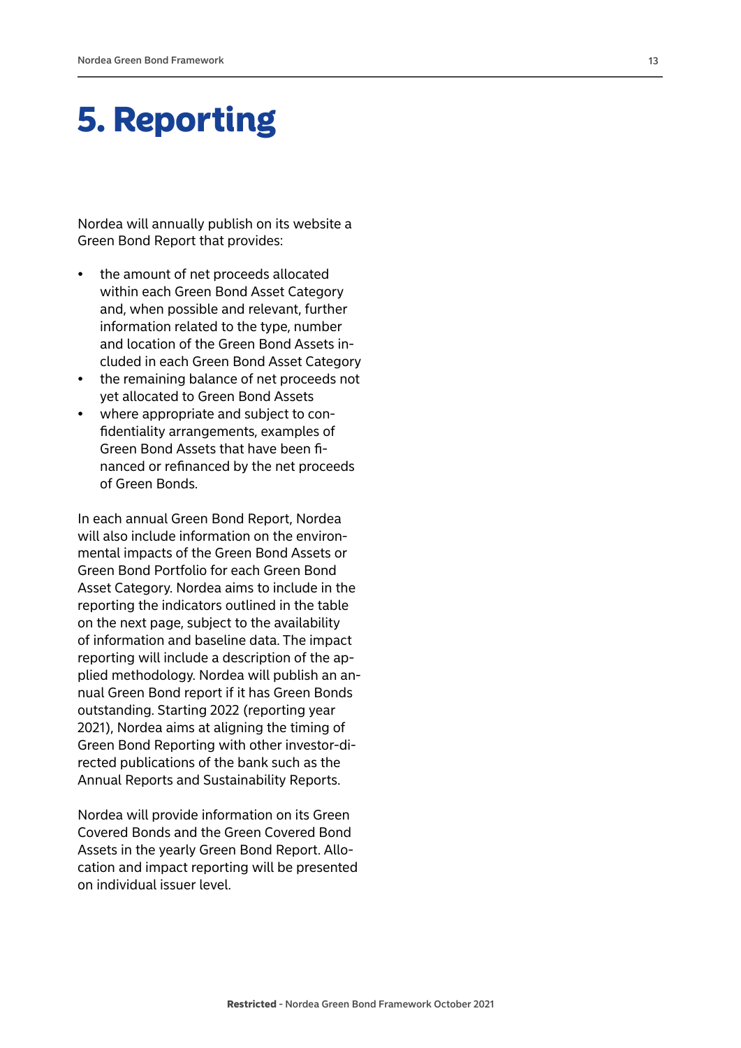# 5. Reporting

Nordea will annually publish on its website a Green Bond Report that provides:

- the amount of net proceeds allocated within each Green Bond Asset Category and, when possible and relevant, further information related to the type, number and location of the Green Bond Assets included in each Green Bond Asset Category
- the remaining balance of net proceeds not yet allocated to Green Bond Assets
- where appropriate and subject to confidentiality arrangements, examples of Green Bond Assets that have been financed or refinanced by the net proceeds of Green Bonds.

In each annual Green Bond Report, Nordea will also include information on the environmental impacts of the Green Bond Assets or Green Bond Portfolio for each Green Bond Asset Category. Nordea aims to include in the reporting the indicators outlined in the table on the next page, subject to the availability of information and baseline data. The impact reporting will include a description of the applied methodology. Nordea will publish an annual Green Bond report if it has Green Bonds outstanding. Starting 2022 (reporting year 2021), Nordea aims at aligning the timing of Green Bond Reporting with other investor-directed publications of the bank such as the Annual Reports and Sustainability Reports.

Nordea will provide information on its Green Covered Bonds and the Green Covered Bond Assets in the yearly Green Bond Report. Allocation and impact reporting will be presented on individual issuer level.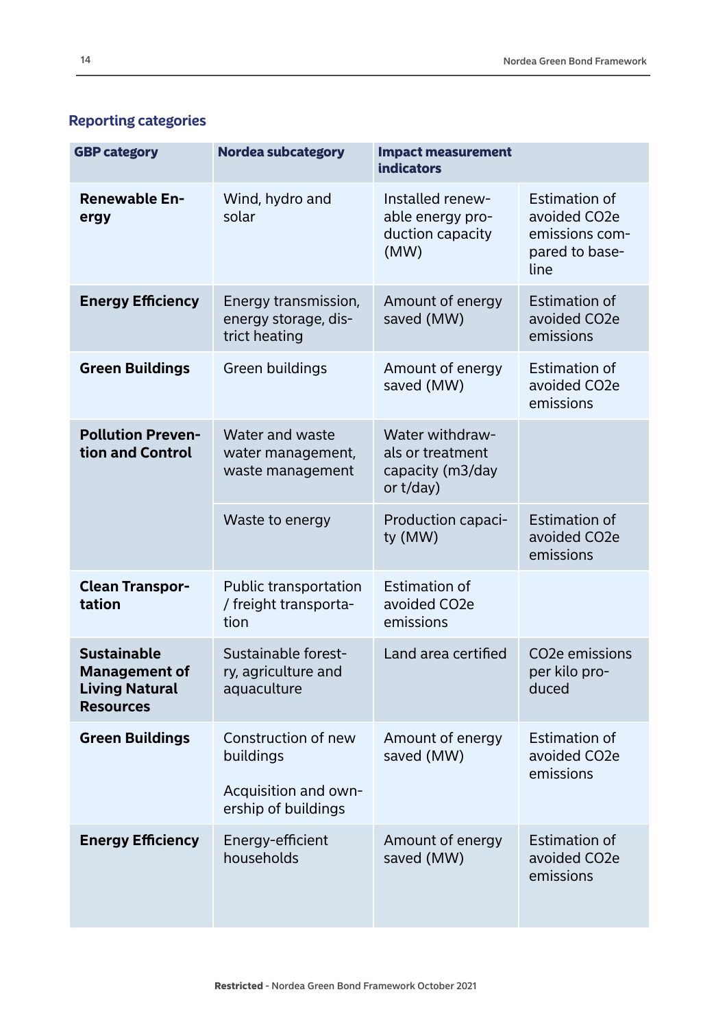## Reporting categories

| GBP category | Nordea subcategory | Impact measurement indicators | |
|---|---|---|---|
| **Renewable Energy** | Wind, hydro and solar | Installed renewable energy production capacity (MW) | Estimation of avoided CO2e emissions compared to baseline |
| **Energy Efficiency** | Energy transmission, energy storage, district heating | Amount of energy saved (MW) | Estimation of avoided CO2e emissions |
| **Green Buildings** | Green buildings | Amount of energy saved (MW) | Estimation of avoided CO2e emissions |
| **Pollution Prevention and Control** | Water and waste water management, waste management | Water withdrawals or treatment capacity (m3/day or t/day) | |
| | Waste to energy | Production capacity (MW) | Estimation of avoided CO2e emissions |
| **Clean Transportation** | Public transportation / freight transportation | Estimation of avoided CO2e emissions | |
| **Sustainable Management of Living Natural Resources** | Sustainable forestry, agriculture and aquaculture | Land area certified | CO2e emissions per kilo produced |
| **Green Buildings** | Construction of new buildings<br><br>Acquisition and ownership of buildings | Amount of energy saved (MW) | Estimation of avoided CO2e emissions |
| **Energy Efficiency** | Energy-efficient households | Amount of energy saved (MW) | Estimation of avoided CO2e emissions |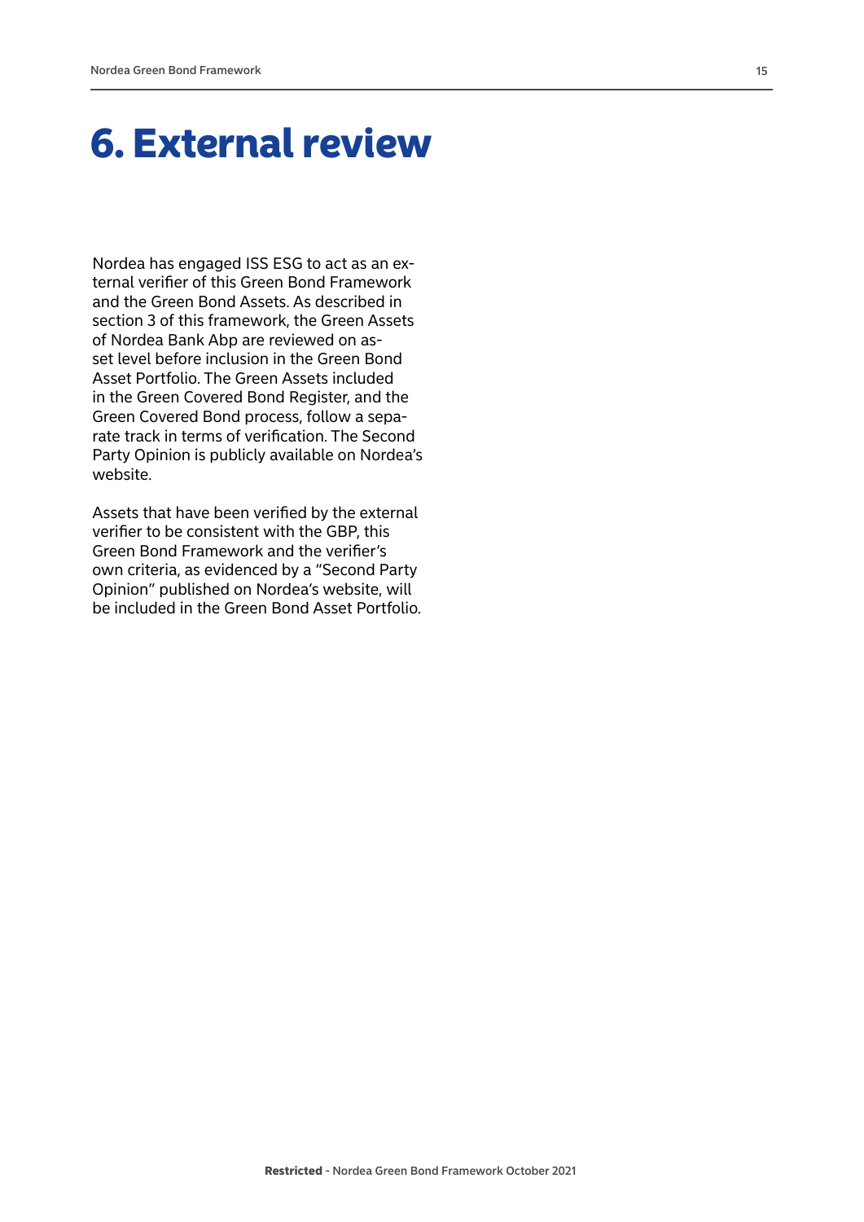# 6. External review

Nordea has engaged ISS ESG to act as an external verifier of this Green Bond Framework and the Green Bond Assets. As described in section 3 of this framework, the Green Assets of Nordea Bank Abp are reviewed on asset level before inclusion in the Green Bond Asset Portfolio. The Green Assets included in the Green Covered Bond Register, and the Green Covered Bond process, follow a separate track in terms of verification. The Second Party Opinion is publicly available on Nordea's website.

Assets that have been verified by the external verifier to be consistent with the GBP, this Green Bond Framework and the verifier's own criteria, as evidenced by a "Second Party Opinion" published on Nordea's website, will be included in the Green Bond Asset Portfolio.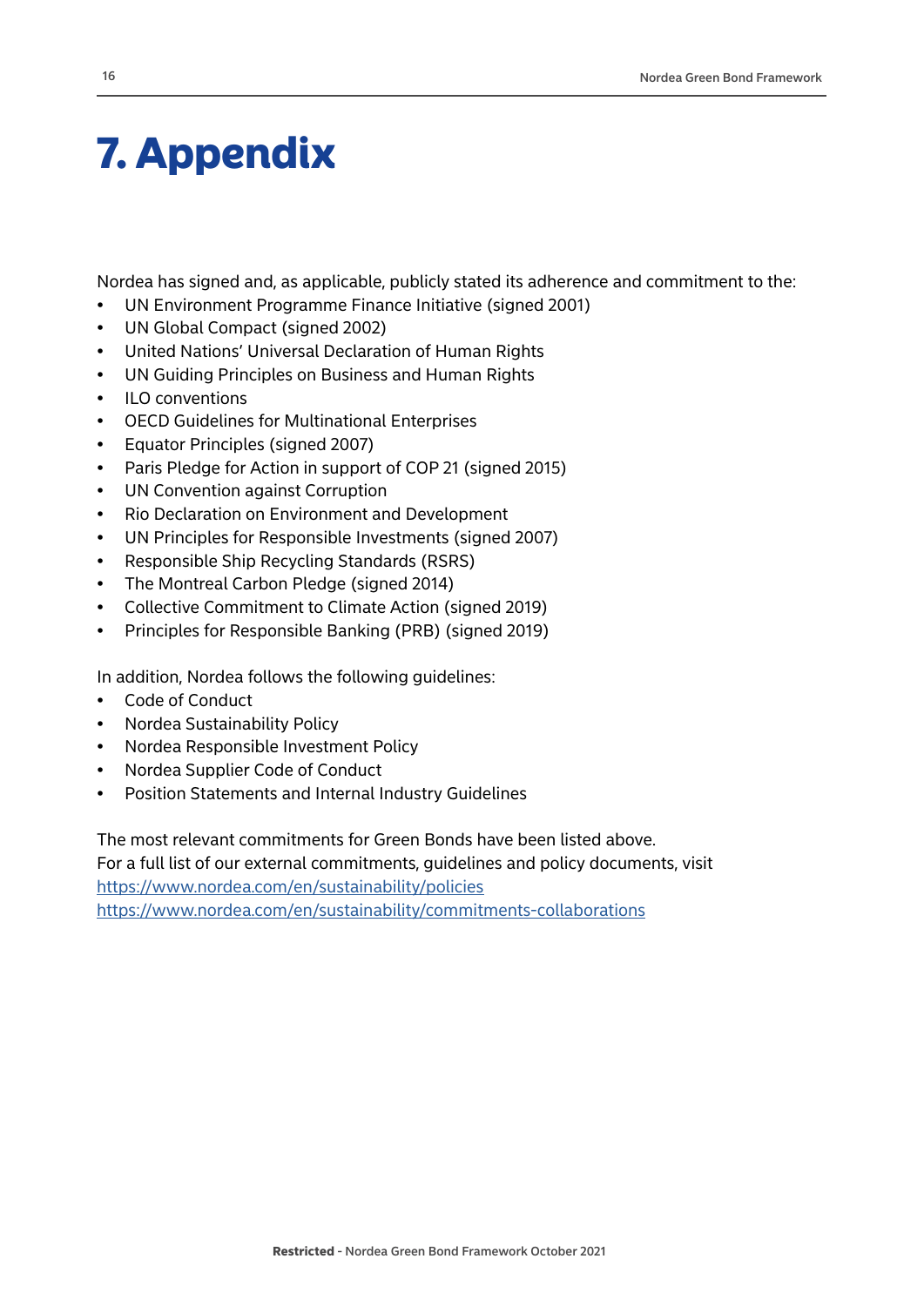# 7. Appendix

Nordea has signed and, as applicable, publicly stated its adherence and commitment to the:

- UN Environment Programme Finance Initiative (signed 2001)
- UN Global Compact (signed 2002)
- United Nations' Universal Declaration of Human Rights
- UN Guiding Principles on Business and Human Rights
- ILO conventions
- OECD Guidelines for Multinational Enterprises
- Equator Principles (signed 2007)
- Paris Pledge for Action in support of COP 21 (signed 2015)
- UN Convention against Corruption
- Rio Declaration on Environment and Development
- UN Principles for Responsible Investments (signed 2007)
- Responsible Ship Recycling Standards (RSRS)
- The Montreal Carbon Pledge (signed 2014)
- Collective Commitment to Climate Action (signed 2019)
- Principles for Responsible Banking (PRB) (signed 2019)

In addition, Nordea follows the following guidelines:

- Code of Conduct
- Nordea Sustainability Policy
- Nordea Responsible Investment Policy
- Nordea Supplier Code of Conduct
- Position Statements and Internal Industry Guidelines

The most relevant commitments for Green Bonds have been listed above.
For a full list of our external commitments, guidelines and policy documents, visit
https://www.nordea.com/en/sustainability/policies
https://www.nordea.com/en/sustainability/commitments-collaborations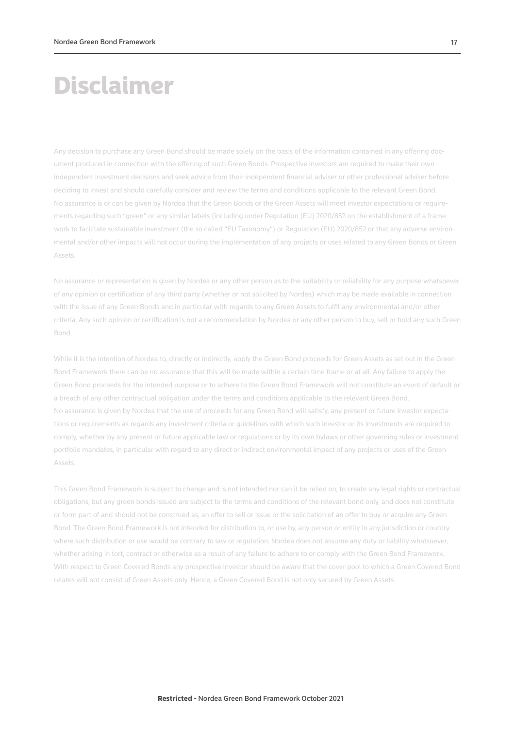# Disclaimer

Any decision to purchase any Green Bond should be made solely on the basis of the information contained in any offering document produced in connection with the offering of such Green Bonds. Prospective investors are required to make their own independent investment decisions and seek advice from their independent financial adviser or other professional adviser before deciding to invest and should carefully consider and review the terms and conditions applicable to the relevant Green Bond. No assurance is or can be given by Nordea that the Green Bonds or the Green Assets will meet investor expectations or requirements regarding such "green" or any similar labels (including under Regulation (EU) 2020/852 on the establishment of a framework to facilitate sustainable investment (the so called "EU Taxonomy") or Regulation (EU) 2020/852 or that any adverse environmental and/or other impacts will not occur during the implementation of any projects or uses related to any Green Bonds or Green Assets.

No assurance or representation is given by Nordea or any other person as to the suitability or reliability for any purpose whatsoever of any opinion or certification of any third party (whether or not solicited by Nordea) which may be made available in connection with the issue of any Green Bonds and in particular with regards to any Green Assets to fulfil any environmental and/or other criteria. Any such opinion or certification is not a recommendation by Nordea or any other person to buy, sell or hold any such Green Bond.

While it is the intention of Nordea to, directly or indirectly, apply the Green Bond proceeds for Green Assets as set out in the Green Bond Framework there can be no assurance that this will be made within a certain time frame or at all. Any failure to apply the Green Bond proceeds for the intended purpose or to adhere to the Green Bond Framework will not constitute an event of default or a breach of any other contractual obligation under the terms and conditions applicable to the relevant Green Bond. No assurance is given by Nordea that the use of proceeds for any Green Bond will satisfy, any present or future investor expectations or requirements as regards any investment criteria or guidelines with which such investor or its investments are required to comply, whether by any present or future applicable law or regulations or by its own bylaws or other governing rules or investment portfolio mandates, in particular with regard to any direct or indirect environmental impact of any projects or uses of the Green Assets.

This Green Bond Framework is subject to change and is not intended nor can it be relied on, to create any legal rights or contractual obligations, but any green bonds issued are subject to the terms and conditions of the relevant bond only, and does not constitute or form part of and should not be construed as, an offer to sell or issue or the solicitation of an offer to buy or acquire any Green Bond. The Green Bond Framework is not intended for distribution to, or use by, any person or entity in any jurisdiction or country where such distribution or use would be contrary to law or regulation. Nordea does not assume any duty or liability whatsoever, whether arising in tort, contract or otherwise as a result of any failure to adhere to or comply with the Green Bond Framework. With respect to Green Covered Bonds any prospective investor should be aware that the cover pool to which a Green Covered Bond relates will not consist of Green Assets only. Hence, a Green Covered Bond is not only secured by Green Assets.